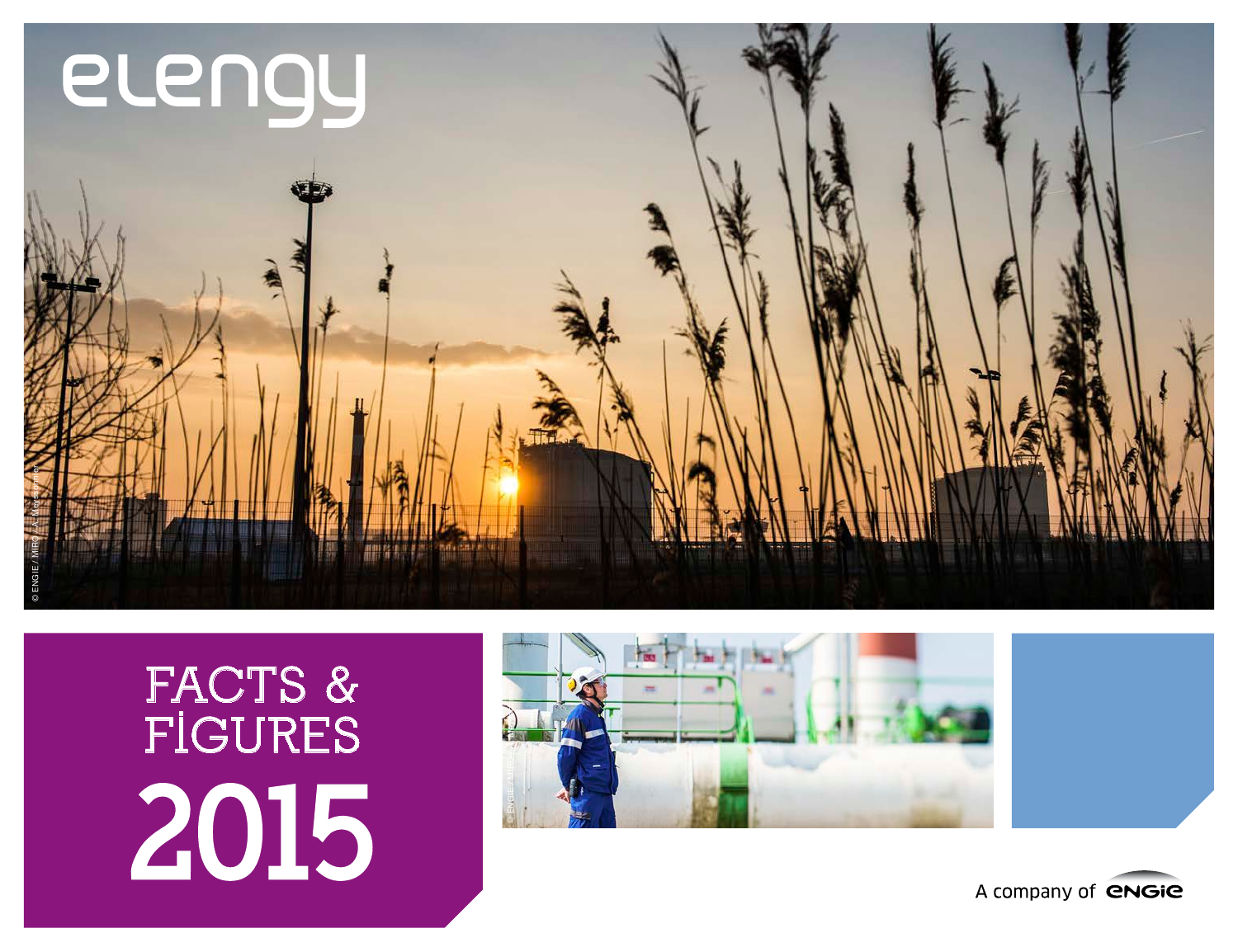# elengy

# FACTS & FIGURES 2015

© ENGIE / MIRO / A. Meyssonnier

A company of ENGIE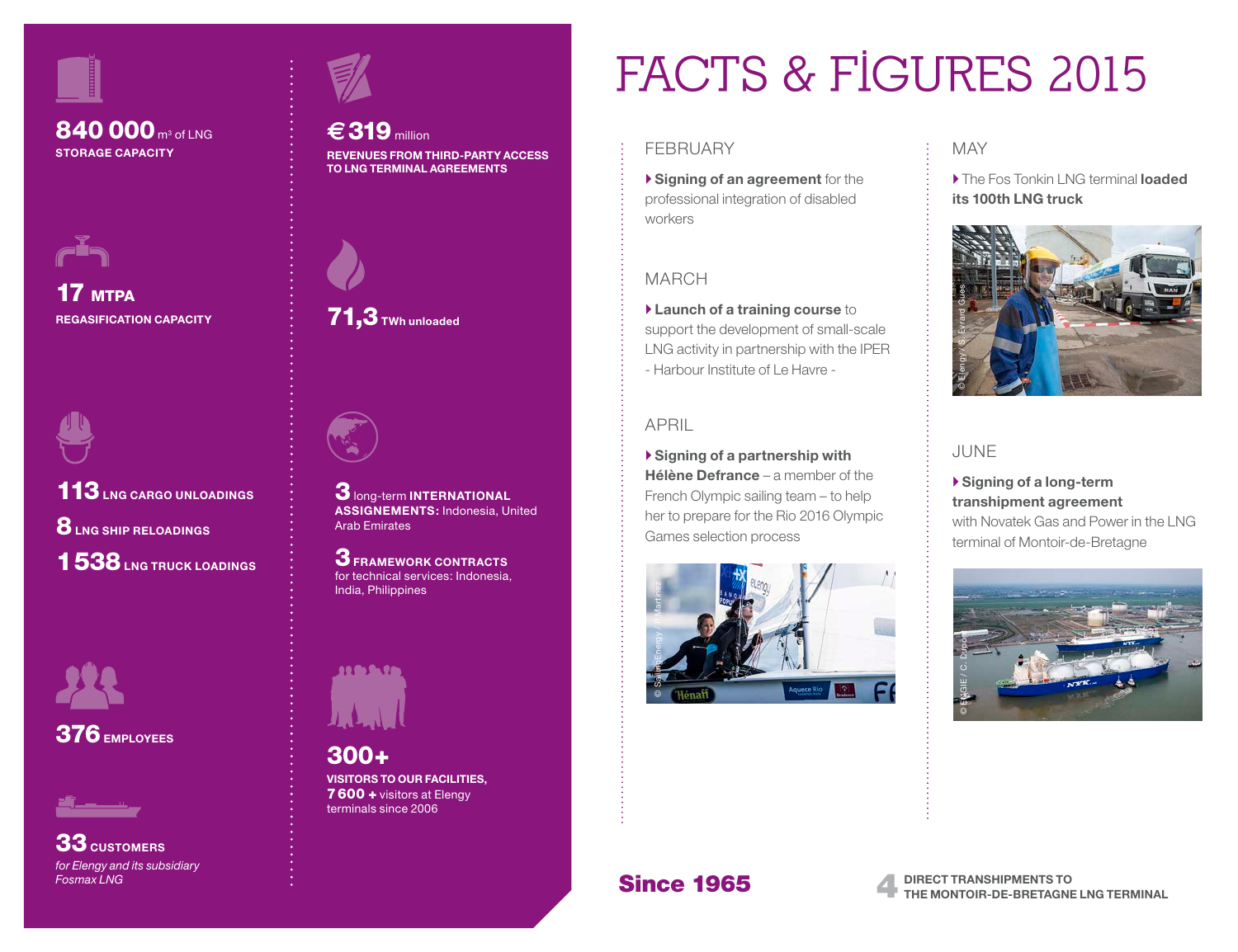# FACTS & FIGURES 2015

**840 000** m³ of LNG
**STORAGE CAPACITY**

**€ 319** million
**REVENUES FROM THIRD-PARTY ACCESS TO LNG TERMINAL AGREEMENTS**

**17 MTPA**
**REGASIFICATION CAPACITY**

**71,3** **TWh unloaded**

**113** **LNG CARGO UNLOADINGS**

**8** **LNG SHIP RELOADINGS**

**1 538** **LNG TRUCK LOADINGS**

**3** long-term **INTERNATIONAL ASSIGNMENTS:** Indonesia, United Arab Emirates

**3** **FRAMEWORK CONTRACTS** for technical services: Indonesia, India, Philippines

**376** **EMPLOYEES**

**300+**
**VISITORS TO OUR FACILITIES,**
**7 600 +** visitors at Elengy terminals since 2006

**33** **CUSTOMERS**
*for Elengy and its subsidiary Fosmax LNG*

## FEBRUARY

- **Signing of an agreement** for the professional integration of disabled workers

## MARCH

- **Launch of a training course** to support the development of small-scale LNG activity in partnership with the IPER - Harbour Institute of Le Havre -

## APRIL

- **Signing of a partnership with Hélène Defrance** – a member of the French Olympic sailing team – to help her to prepare for the Rio 2016 Olympic Games selection process

© Sailing Energy / P. Martinez

## MAY

- The Fos Tonkin LNG terminal **loaded its 100th LNG truck**

© Elengy / S. Evrard Gues

## JUNE

- **Signing of a long-term transhipment agreement** with Novatek Gas and Power in the LNG terminal of Montoir-de-Bretagne

© ENGIE / C. Dupont

**Since 1965**

**4** **DIRECT TRANSHIPMENTS TO THE MONTOIR-DE-BRETAGNE LNG TERMINAL**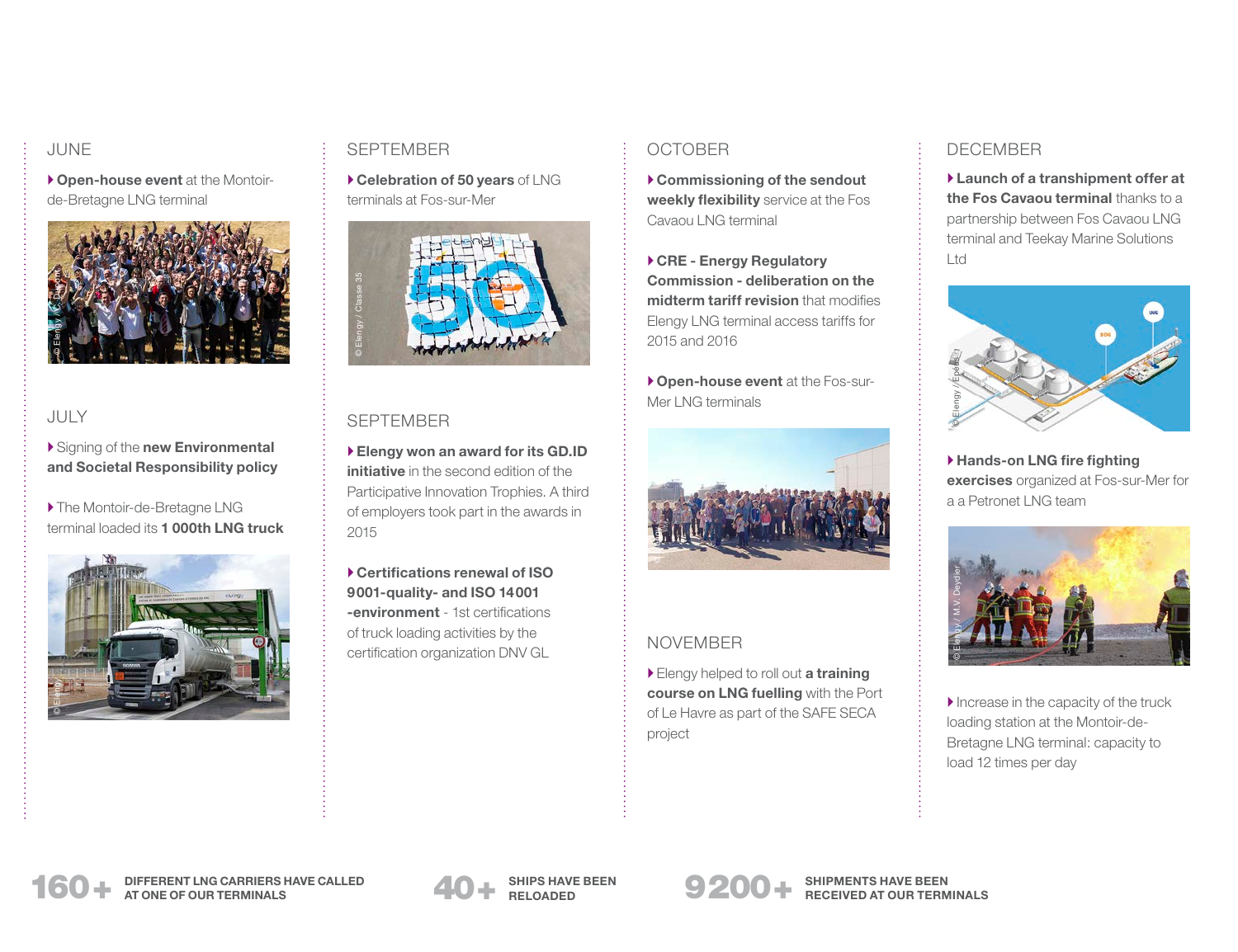## JUNE

- **Open-house event** at the Montoir-de-Bretagne LNG terminal

## JULY

- Signing of the **new Environmental and Societal Responsibility policy**
- The Montoir-de-Bretagne LNG terminal loaded its **1 000th LNG truck**

## SEPTEMBER

- **Celebration of 50 years** of LNG terminals at Fos-sur-Mer

## SEPTEMBER

- **Elengy won an award for its GD.ID initiative** in the second edition of the Participative Innovation Trophies. A third of employers took part in the awards in 2015
- **Certifications renewal of ISO 9001-quality- and ISO 14001 -environment** - 1st certifications of truck loading activities by the certification organization DNV GL

## OCTOBER

- **Commissioning of the sendout weekly flexibility** service at the Fos Cavaou LNG terminal
- **CRE - Energy Regulatory Commission - deliberation on the midterm tariff revision** that modifies Elengy LNG terminal access tariffs for 2015 and 2016
- **Open-house event** at the Fos-sur-Mer LNG terminals

## NOVEMBER

- Elengy helped to roll out **a training course on LNG fuelling** with the Port of Le Havre as part of the SAFE SECA project

## DECEMBER

- **Launch of a transhipment offer at the Fos Cavaou terminal** thanks to a partnership between Fos Cavaou LNG terminal and Teekay Marine Solutions Ltd
- **Hands-on LNG fire fighting exercises** organized at Fos-sur-Mer for a a Petronet LNG team
- Increase in the capacity of the truck loading station at the Montoir-de-Bretagne LNG terminal: capacity to load 12 times per day

**160+** DIFFERENT LNG CARRIERS HAVE CALLED AT ONE OF OUR TERMINALS

**40+** SHIPS HAVE BEEN RELOADED

**9200+** SHIPMENTS HAVE BEEN RECEIVED AT OUR TERMINALS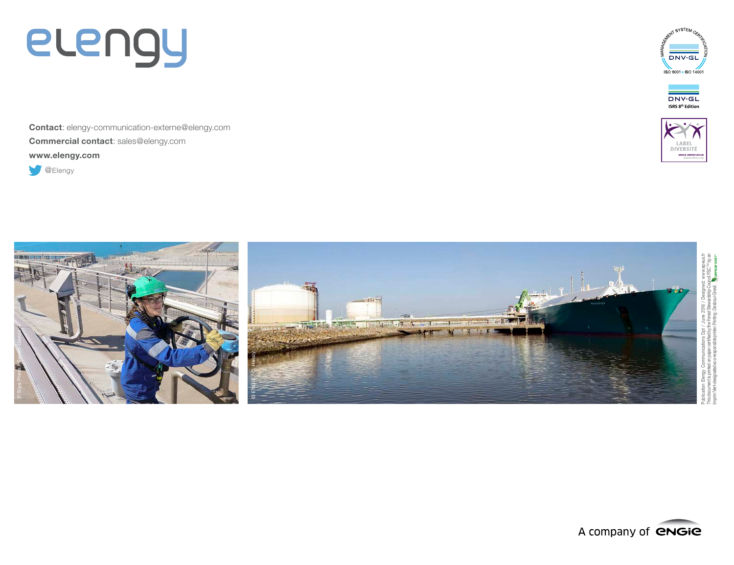elengy

**Contact**: elengy-communication-externe@elengy.com
**Commercial contact**: sales@elengy.com
**www.elengy.com**
@Elengy

MANAGEMENT SYSTEM CERTIFICATION DNV·GL ISO 9001 = ISO 14001

DNV·GL ISRS 8[th] Edition

LABEL DIVERSITÉ AFNOR CERTIFICATION

© Sipa Press / Salom-Gomis

© ENGIE / C. Helsly

Publication Elengy Communications Dpt / June 2016 / Designed: www.epeus.fr
This document is printed on paper certified by the Forest Stewardship Council FSC™ by an Imprim'Vert-designated eco-responsible printer. Printing: Desbouis-Grésil. IMPRIM'VERT®

A company of ENGIE